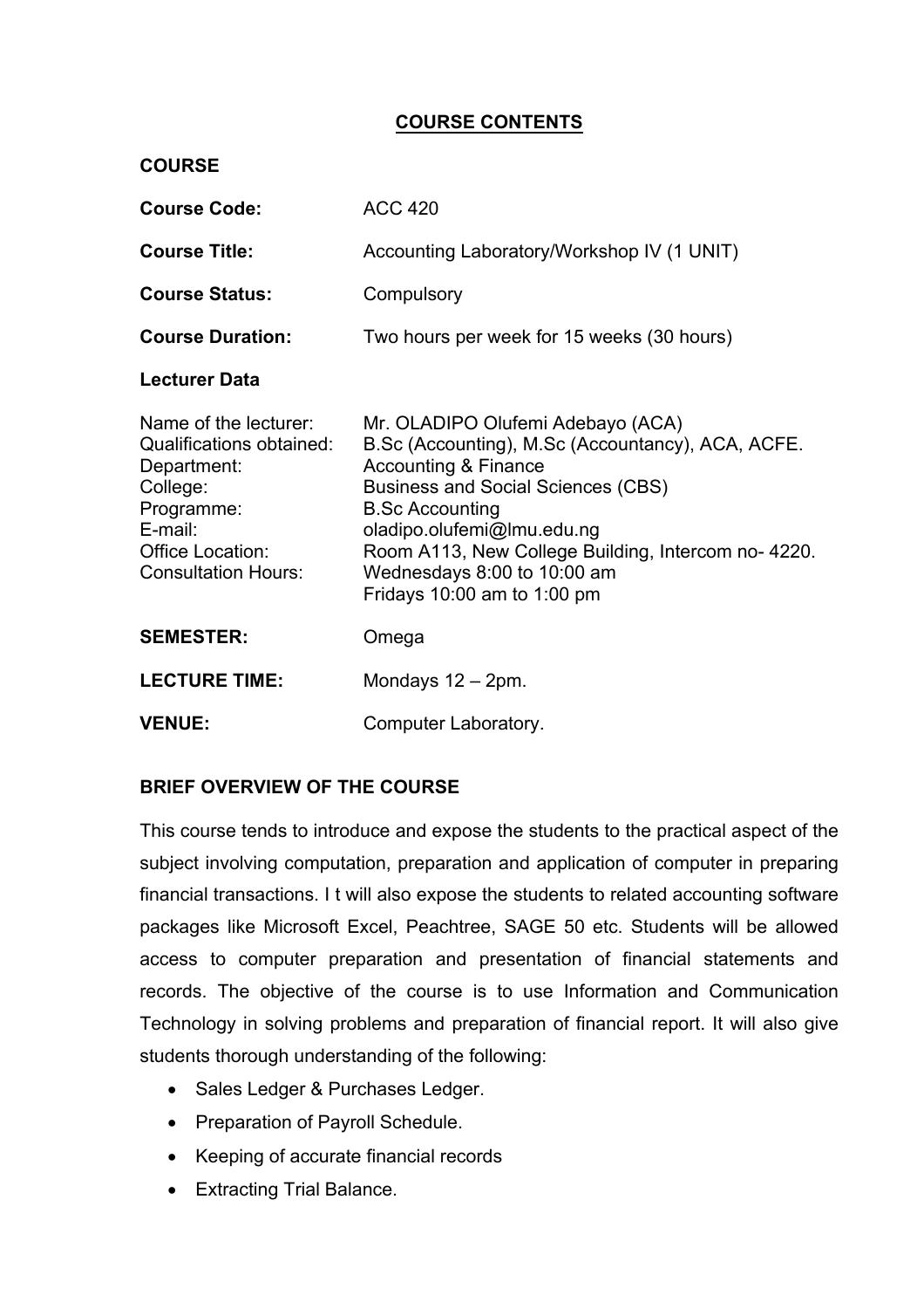# COURSE CONTENTS

**COURSE**

| | |
|---|---|
| **Course Code:** | ACC 420 |
| **Course Title:** | Accounting Laboratory/Workshop IV (1 UNIT) |
| **Course Status:** | Compulsory |
| **Course Duration:** | Two hours per week for 15 weeks (30 hours) |

**Lecturer Data**

| | |
|---|---|
| Name of the lecturer: | Mr. OLADIPO Olufemi Adebayo (ACA) |
| Qualifications obtained: | B.Sc (Accounting), M.Sc (Accountancy), ACA, ACFE. |
| Department: | Accounting & Finance |
| College: | Business and Social Sciences (CBS) |
| Programme: | B.Sc Accounting |
| E-mail: | oladipo.olufemi@lmu.edu.ng |
| Office Location: | Room A113, New College Building, Intercom no- 4220. |
| Consultation Hours: | Wednesdays 8:00 to 10:00 am<br>Fridays 10:00 am to 1:00 pm |

| | |
|---|---|
| **SEMESTER:** | Omega |
| **LECTURE TIME:** | Mondays 12 – 2pm. |
| **VENUE:** | Computer Laboratory. |

**BRIEF OVERVIEW OF THE COURSE**

This course tends to introduce and expose the students to the practical aspect of the subject involving computation, preparation and application of computer in preparing financial transactions. I t will also expose the students to related accounting software packages like Microsoft Excel, Peachtree, SAGE 50 etc. Students will be allowed access to computer preparation and presentation of financial statements and records. The objective of the course is to use Information and Communication Technology in solving problems and preparation of financial report. It will also give students thorough understanding of the following:

- Sales Ledger & Purchases Ledger.
- Preparation of Payroll Schedule.
- Keeping of accurate financial records
- Extracting Trial Balance.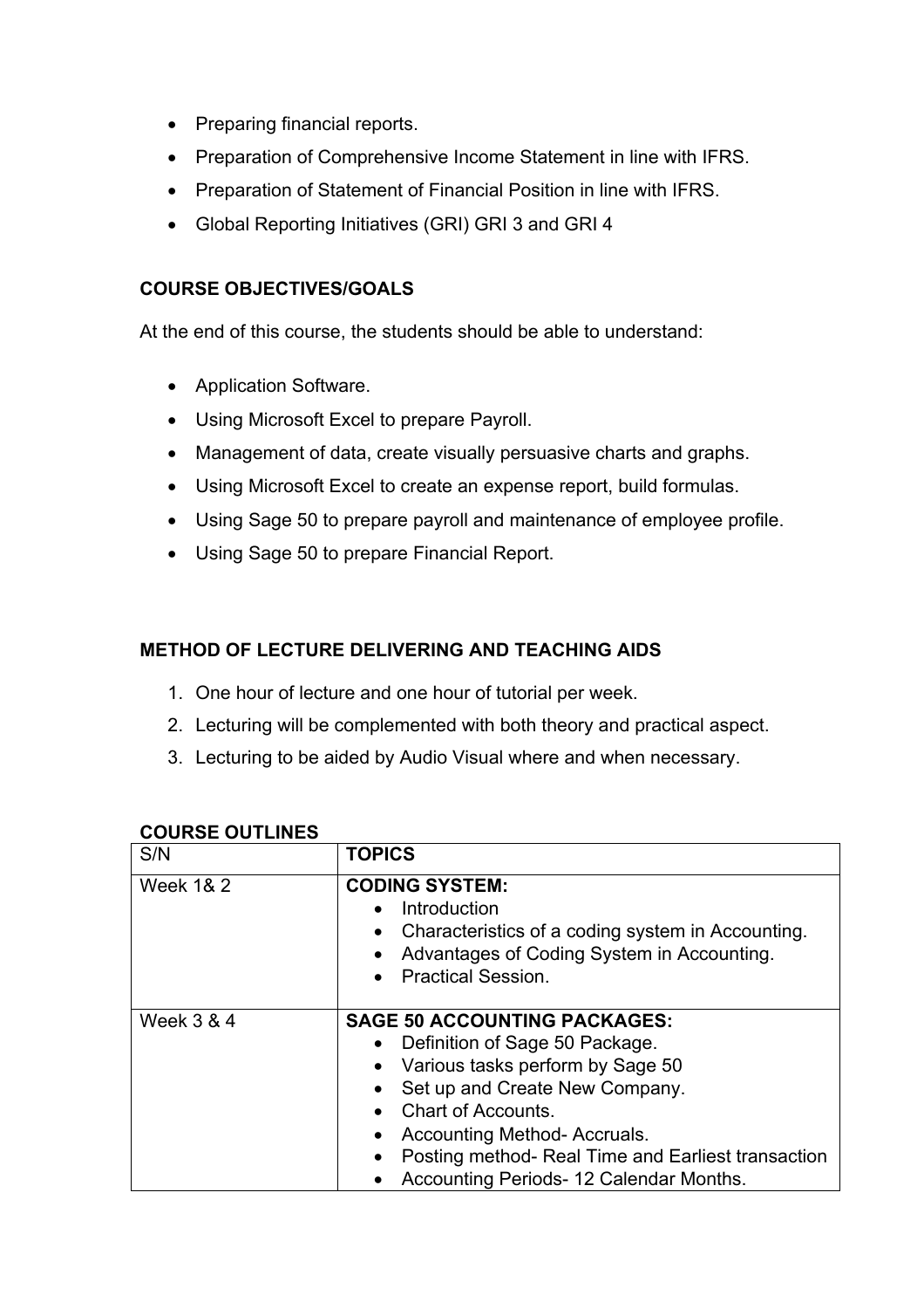- Preparing financial reports.
- Preparation of Comprehensive Income Statement in line with IFRS.
- Preparation of Statement of Financial Position in line with IFRS.
- Global Reporting Initiatives (GRI) GRI 3 and GRI 4

**COURSE OBJECTIVES/GOALS**

At the end of this course, the students should be able to understand:

- Application Software.
- Using Microsoft Excel to prepare Payroll.
- Management of data, create visually persuasive charts and graphs.
- Using Microsoft Excel to create an expense report, build formulas.
- Using Sage 50 to prepare payroll and maintenance of employee profile.
- Using Sage 50 to prepare Financial Report.

**METHOD OF LECTURE DELIVERING AND TEACHING AIDS**

1. One hour of lecture and one hour of tutorial per week.
2. Lecturing will be complemented with both theory and practical aspect.
3. Lecturing to be aided by Audio Visual where and when necessary.

**COURSE OUTLINES**

| S/N | TOPICS |
| --- | --- |
| Week 1& 2 | **CODING SYSTEM:**<br>• Introduction<br>• Characteristics of a coding system in Accounting.<br>• Advantages of Coding System in Accounting.<br>• Practical Session. |
| Week 3 & 4 | **SAGE 50 ACCOUNTING PACKAGES:**<br>• Definition of Sage 50 Package.<br>• Various tasks perform by Sage 50<br>• Set up and Create New Company.<br>• Chart of Accounts.<br>• Accounting Method- Accruals.<br>• Posting method- Real Time and Earliest transaction<br>• Accounting Periods- 12 Calendar Months. |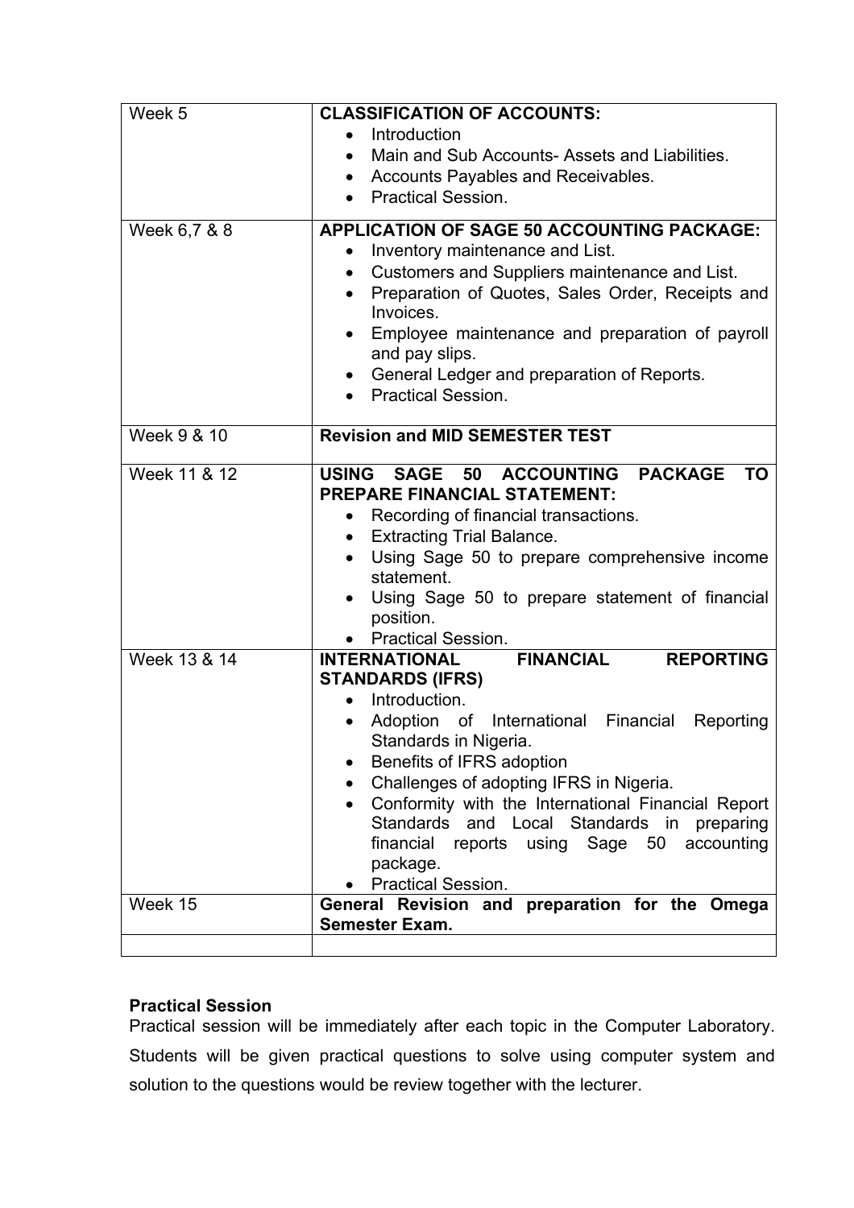| | |
|---|---|
| Week 5 | **CLASSIFICATION OF ACCOUNTS:**<br>• Introduction<br>• Main and Sub Accounts- Assets and Liabilities.<br>• Accounts Payables and Receivables.<br>• Practical Session. |
| Week 6,7 & 8 | **APPLICATION OF SAGE 50 ACCOUNTING PACKAGE:**<br>• Inventory maintenance and List.<br>• Customers and Suppliers maintenance and List.<br>• Preparation of Quotes, Sales Order, Receipts and Invoices.<br>• Employee maintenance and preparation of payroll and pay slips.<br>• General Ledger and preparation of Reports.<br>• Practical Session. |
| Week 9 & 10 | **Revision and MID SEMESTER TEST** |
| Week 11 & 12 | **USING SAGE 50 ACCOUNTING PACKAGE TO PREPARE FINANCIAL STATEMENT:**<br>• Recording of financial transactions.<br>• Extracting Trial Balance.<br>• Using Sage 50 to prepare comprehensive income statement.<br>• Using Sage 50 to prepare statement of financial position.<br>• Practical Session. |
| Week 13 & 14 | **INTERNATIONAL FINANCIAL REPORTING STANDARDS (IFRS)**<br>• Introduction.<br>• Adoption of International Financial Reporting Standards in Nigeria.<br>• Benefits of IFRS adoption<br>• Challenges of adopting IFRS in Nigeria.<br>• Conformity with the International Financial Report Standards and Local Standards in preparing financial reports using Sage 50 accounting package.<br>• Practical Session. |
| Week 15 | **General Revision and preparation for the Omega Semester Exam.** |
| | |

**Practical Session**

Practical session will be immediately after each topic in the Computer Laboratory. Students will be given practical questions to solve using computer system and solution to the questions would be review together with the lecturer.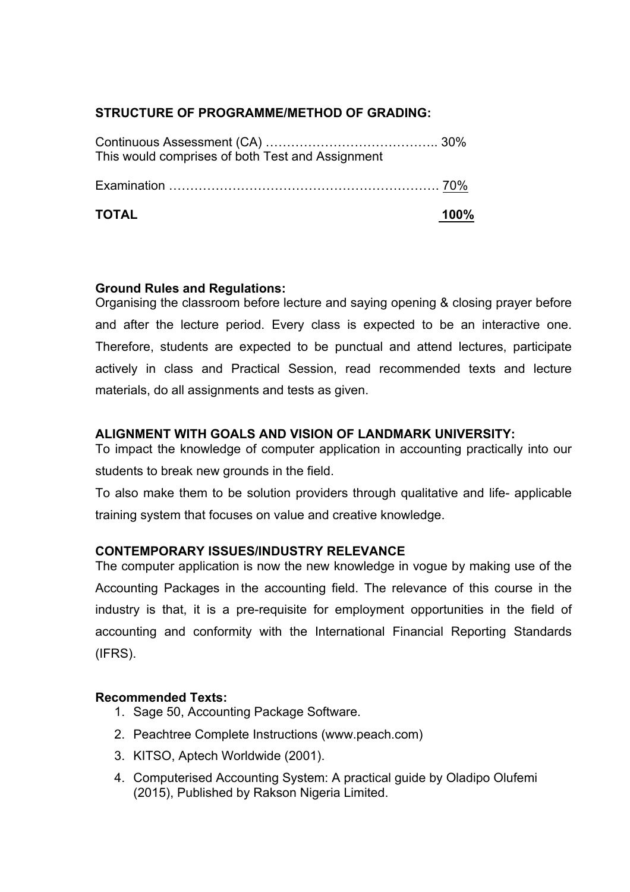**STRUCTURE OF PROGRAMME/METHOD OF GRADING:**

Continuous Assessment (CA) ………………………………….. 30%
This would comprises of both Test and Assignment

Examination ……………………………………………………. 70%

**TOTAL** **100%**

**Ground Rules and Regulations:**
Organising the classroom before lecture and saying opening & closing prayer before and after the lecture period. Every class is expected to be an interactive one. Therefore, students are expected to be punctual and attend lectures, participate actively in class and Practical Session, read recommended texts and lecture materials, do all assignments and tests as given.

**ALIGNMENT WITH GOALS AND VISION OF LANDMARK UNIVERSITY:**
To impact the knowledge of computer application in accounting practically into our students to break new grounds in the field.

To also make them to be solution providers through qualitative and life- applicable training system that focuses on value and creative knowledge.

**CONTEMPORARY ISSUES/INDUSTRY RELEVANCE**
The computer application is now the new knowledge in vogue by making use of the Accounting Packages in the accounting field. The relevance of this course in the industry is that, it is a pre-requisite for employment opportunities in the field of accounting and conformity with the International Financial Reporting Standards (IFRS).

**Recommended Texts:**

1. Sage 50, Accounting Package Software.
2. Peachtree Complete Instructions (www.peach.com)
3. KITSO, Aptech Worldwide (2001).
4. Computerised Accounting System: A practical guide by Oladipo Olufemi (2015), Published by Rakson Nigeria Limited.